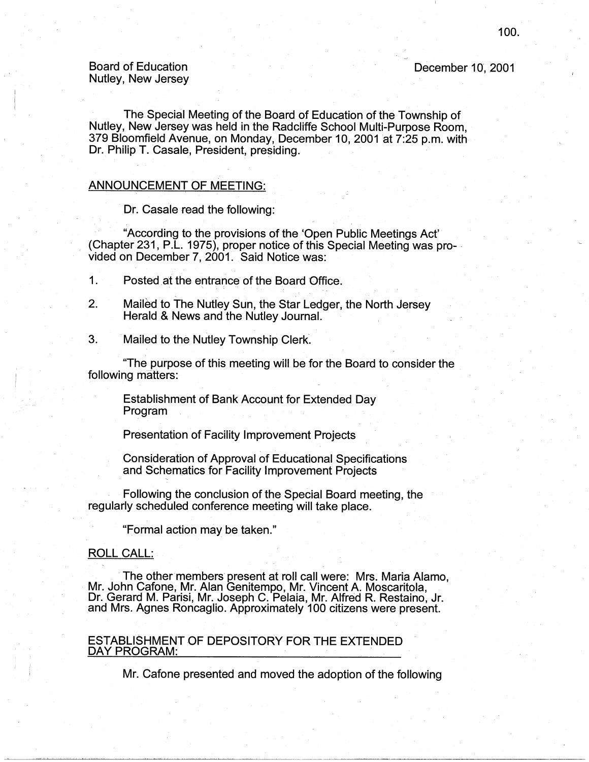Board of Education
Nutley, New Jersey

December 10, 2001

The Special Meeting of the Board of Education of the Township of Nutley, New Jersey was held in the Radcliffe School Multi-Purpose Room, 379 Bloomfield Avenue, on Monday, December 10, 2001 at 7:25 p.m. with Dr. Philip T. Casale, President, presiding.

## ANNOUNCEMENT OF MEETING:

Dr. Casale read the following:

"According to the provisions of the 'Open Public Meetings Act' (Chapter 231, P.L. 1975), proper notice of this Special Meeting was provided on December 7, 2001. Said Notice was:

1. Posted at the entrance of the Board Office.
2. Mailed to The Nutley Sun, the Star Ledger, the North Jersey Herald & News and the Nutley Journal.
3. Mailed to the Nutley Township Clerk.

"The purpose of this meeting will be for the Board to consider the following matters:

Establishment of Bank Account for Extended Day Program

Presentation of Facility Improvement Projects

Consideration of Approval of Educational Specifications and Schematics for Facility Improvement Projects

Following the conclusion of the Special Board meeting, the regularly scheduled conference meeting will take place.

"Formal action may be taken."

## ROLL CALL:

The other members present at roll call were: Mrs. Maria Alamo, Mr. John Cafone, Mr. Alan Genitempo, Mr. Vincent A. Moscaritola, Dr. Gerard M. Parisi, Mr. Joseph C. Pelaia, Mr. Alfred R. Restaino, Jr. and Mrs. Agnes Roncaglio. Approximately 100 citizens were present.

## ESTABLISHMENT OF DEPOSITORY FOR THE EXTENDED DAY PROGRAM:

Mr. Cafone presented and moved the adoption of the following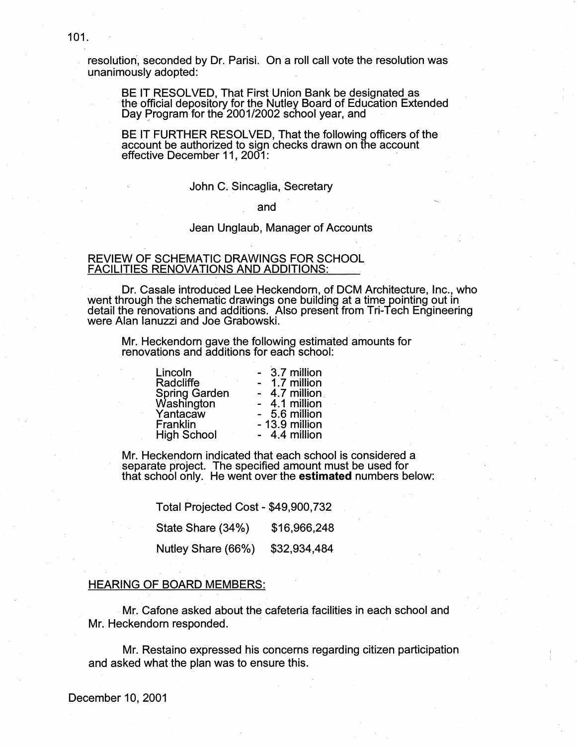resolution, seconded by Dr. Parisi. On a roll call vote the resolution was unanimously adopted:

> BE IT RESOLVED, That First Union Bank be designated as the official depository for the Nutley Board of Education Extended Day Program for the 2001/2002 school year, and
>
> BE IT FURTHER RESOLVED, That the following officers of the account be authorized to sign checks drawn on the account effective December 11, 2001:
>
> John C. Sincaglia, Secretary
>
> and
>
> Jean Unglaub, Manager of Accounts

## REVIEW OF SCHEMATIC DRAWINGS FOR SCHOOL FACILITIES RENOVATIONS AND ADDITIONS:

Dr. Casale introduced Lee Heckendorn, of DCM Architecture, Inc., who went through the schematic drawings one building at a time pointing out in detail the renovations and additions. Also present from Tri-Tech Engineering were Alan Ianuzzi and Joe Grabowski.

Mr. Heckendorn gave the following estimated amounts for renovations and additions for each school:

| | |
|---|---|
| Lincoln | - 3.7 million |
| Radcliffe | - 1.7 million |
| Spring Garden | - 4.7 million |
| Washington | - 4.1 million |
| Yantacaw | - 5.6 million |
| Franklin | - 13.9 million |
| High School | - 4.4 million |

Mr. Heckendorn indicated that each school is considered a separate project. The specified amount must be used for that school only. He went over the **estimated** numbers below:

| | |
|---|---|
| Total Projected Cost - | $49,900,732 |
| State Share (34%) | $16,966,248 |
| Nutley Share (66%) | $32,934,484 |

## HEARING OF BOARD MEMBERS:

Mr. Cafone asked about the cafeteria facilities in each school and Mr. Heckendorn responded.

Mr. Restaino expressed his concerns regarding citizen participation and asked what the plan was to ensure this.

December 10, 2001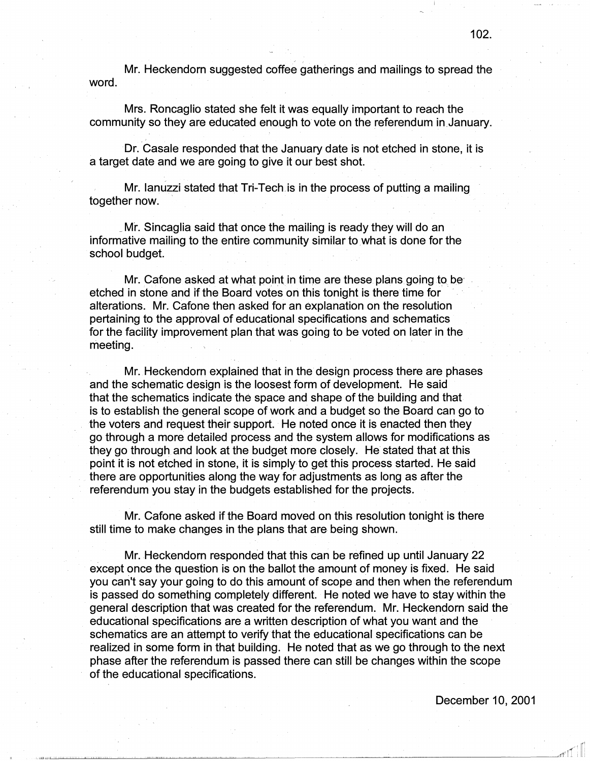Mr. Heckendorn suggested coffee gatherings and mailings to spread the word.

Mrs. Roncaglio stated she felt it was equally important to reach the community so they are educated enough to vote on the referendum in January.

Dr. Casale responded that the January date is not etched in stone, it is a target date and we are going to give it our best shot.

Mr. Ianuzzi stated that Tri-Tech is in the process of putting a mailing together now.

Mr. Sincaglia said that once the mailing is ready they will do an informative mailing to the entire community similar to what is done for the school budget.

Mr. Cafone asked at what point in time are these plans going to be etched in stone and if the Board votes on this tonight is there time for alterations. Mr. Cafone then asked for an explanation on the resolution pertaining to the approval of educational specifications and schematics for the facility improvement plan that was going to be voted on later in the meeting.

Mr. Heckendorn explained that in the design process there are phases and the schematic design is the loosest form of development. He said that the schematics indicate the space and shape of the building and that is to establish the general scope of work and a budget so the Board can go to the voters and request their support. He noted once it is enacted then they go through a more detailed process and the system allows for modifications as they go through and look at the budget more closely. He stated that at this point it is not etched in stone, it is simply to get this process started. He said there are opportunities along the way for adjustments as long as after the referendum you stay in the budgets established for the projects.

Mr. Cafone asked if the Board moved on this resolution tonight is there still time to make changes in the plans that are being shown.

Mr. Heckendorn responded that this can be refined up until January 22 except once the question is on the ballot the amount of money is fixed. He said you can't say your going to do this amount of scope and then when the referendum is passed do something completely different. He noted we have to stay within the general description that was created for the referendum. Mr. Heckendorn said the educational specifications are a written description of what you want and the schematics are an attempt to verify that the educational specifications can be realized in some form in that building. He noted that as we go through to the next phase after the referendum is passed there can still be changes within the scope of the educational specifications.

December 10, 2001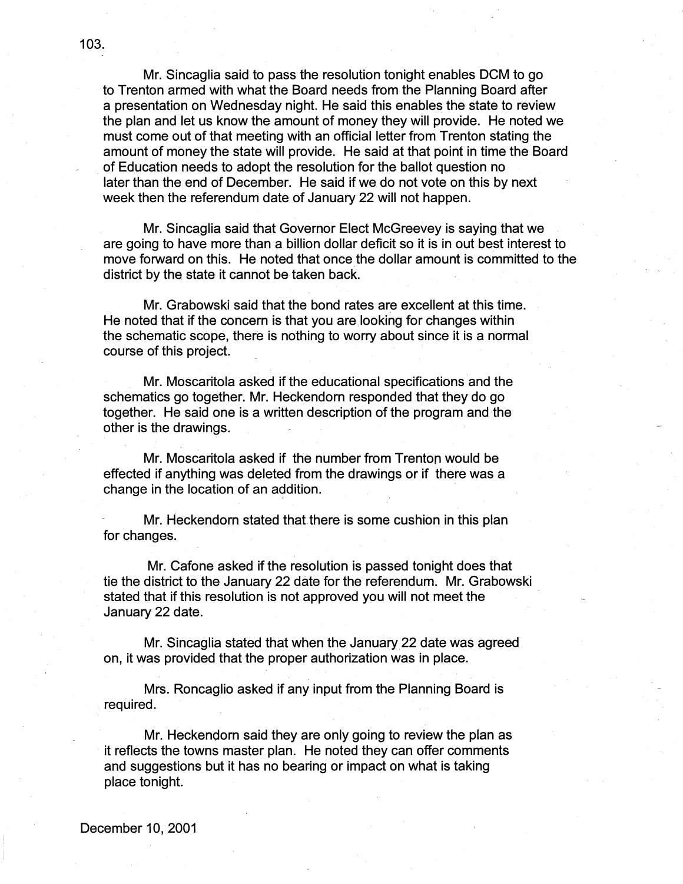Mr. Sincaglia said to pass the resolution tonight enables DCM to go to Trenton armed with what the Board needs from the Planning Board after a presentation on Wednesday night. He said this enables the state to review the plan and let us know the amount of money they will provide. He noted we must come out of that meeting with an official letter from Trenton stating the amount of money the state will provide. He said at that point in time the Board of Education needs to adopt the resolution for the ballot question no later than the end of December. He said if we do not vote on this by next week then the referendum date of January 22 will not happen.

Mr. Sincaglia said that Governor Elect McGreevey is saying that we are going to have more than a billion dollar deficit so it is in out best interest to move forward on this. He noted that once the dollar amount is committed to the district by the state it cannot be taken back.

Mr. Grabowski said that the bond rates are excellent at this time. He noted that if the concern is that you are looking for changes within the schematic scope, there is nothing to worry about since it is a normal course of this project.

Mr. Moscaritola asked if the educational specifications and the schematics go together. Mr. Heckendorn responded that they do go together. He said one is a written description of the program and the other is the drawings.

Mr. Moscaritola asked if the number from Trenton would be effected if anything was deleted from the drawings or if there was a change in the location of an addition.

Mr. Heckendorn stated that there is some cushion in this plan for changes.

Mr. Cafone asked if the resolution is passed tonight does that tie the district to the January 22 date for the referendum. Mr. Grabowski stated that if this resolution is not approved you will not meet the January 22 date.

Mr. Sincaglia stated that when the January 22 date was agreed on, it was provided that the proper authorization was in place.

Mrs. Roncaglio asked if any input from the Planning Board is required.

Mr. Heckendorn said they are only going to review the plan as it reflects the towns master plan. He noted they can offer comments and suggestions but it has no bearing or impact on what is taking place tonight.

December 10, 2001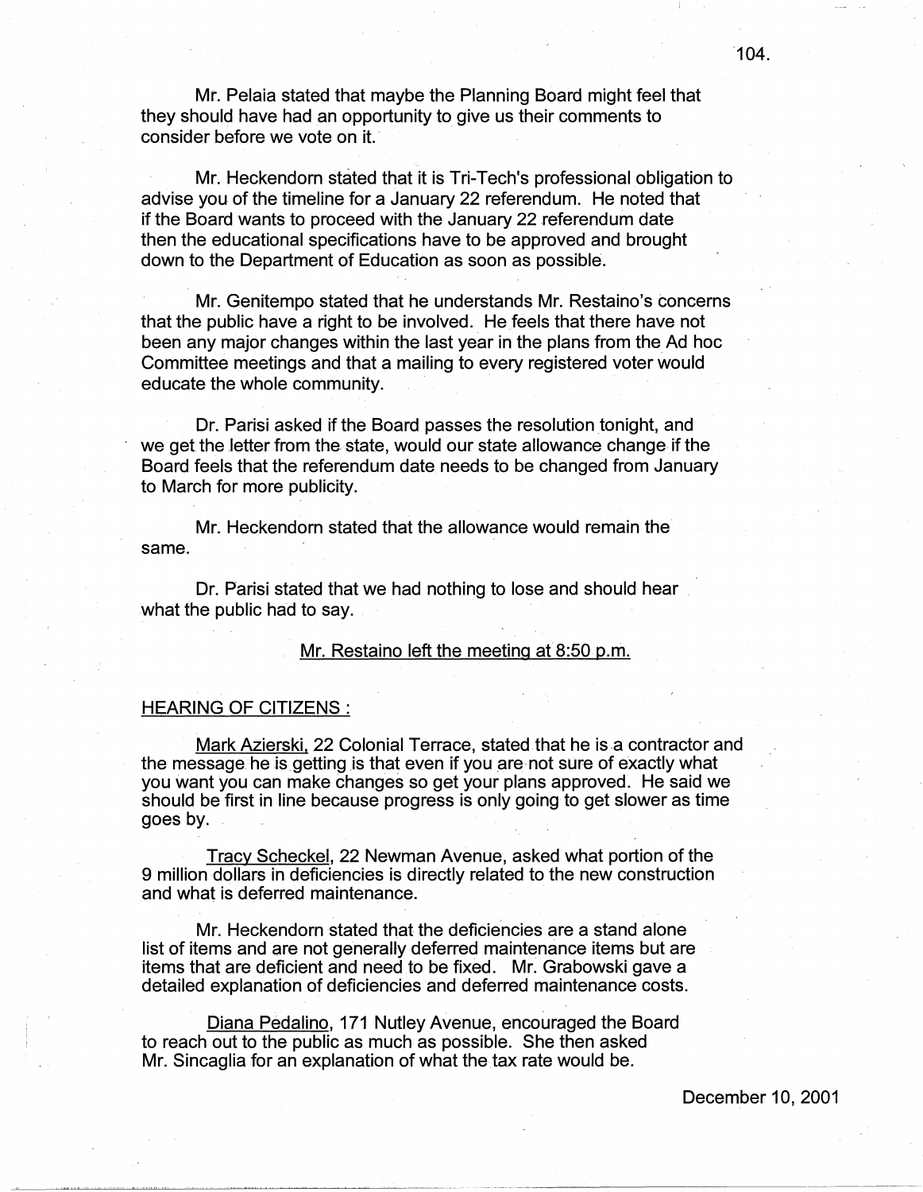Mr. Pelaia stated that maybe the Planning Board might feel that they should have had an opportunity to give us their comments to consider before we vote on it.

Mr. Heckendorn stated that it is Tri-Tech's professional obligation to advise you of the timeline for a January 22 referendum. He noted that if the Board wants to proceed with the January 22 referendum date then the educational specifications have to be approved and brought down to the Department of Education as soon as possible.

Mr. Genitempo stated that he understands Mr. Restaino's concerns that the public have a right to be involved. He feels that there have not been any major changes within the last year in the plans from the Ad hoc Committee meetings and that a mailing to every registered voter would educate the whole community.

Dr. Parisi asked if the Board passes the resolution tonight, and we get the letter from the state, would our state allowance change if the Board feels that the referendum date needs to be changed from January to March for more publicity.

Mr. Heckendorn stated that the allowance would remain the same.

Dr. Parisi stated that we had nothing to lose and should hear what the public had to say.

Mr. Restaino left the meeting at 8:50 p.m.

## HEARING OF CITIZENS :

Mark Azierski, 22 Colonial Terrace, stated that he is a contractor and the message he is getting is that even if you are not sure of exactly what you want you can make changes so get your plans approved. He said we should be first in line because progress is only going to get slower as time goes by.

Tracy Scheckel, 22 Newman Avenue, asked what portion of the 9 million dollars in deficiencies is directly related to the new construction and what is deferred maintenance.

Mr. Heckendorn stated that the deficiencies are a stand alone list of items and are not generally deferred maintenance items but are items that are deficient and need to be fixed. Mr. Grabowski gave a detailed explanation of deficiencies and deferred maintenance costs.

Diana Pedalino, 171 Nutley Avenue, encouraged the Board to reach out to the public as much as possible. She then asked Mr. Sincaglia for an explanation of what the tax rate would be.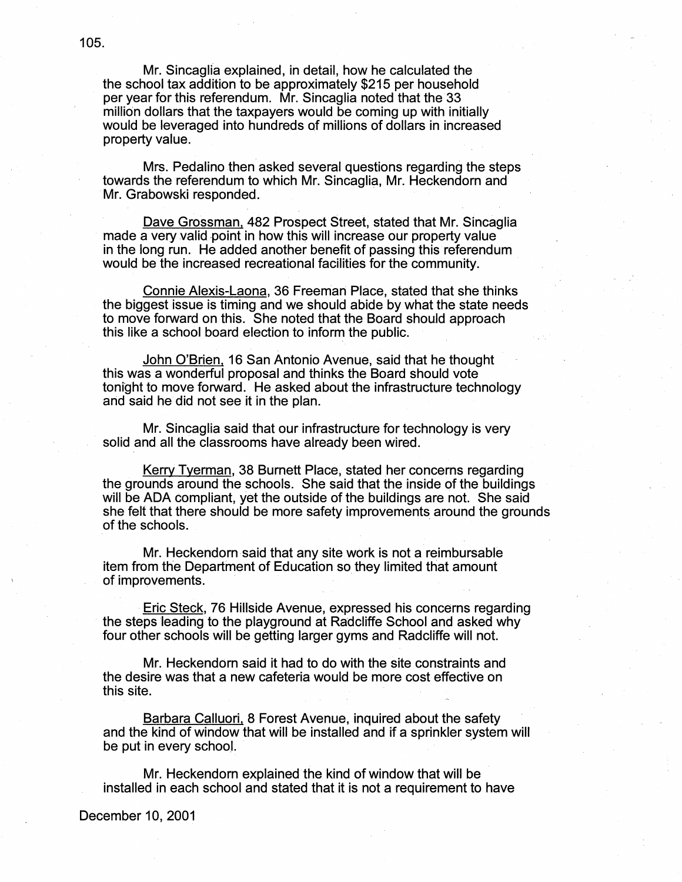Mr. Sincaglia explained, in detail, how he calculated the the school tax addition to be approximately $215 per household per year for this referendum. Mr. Sincaglia noted that the 33 million dollars that the taxpayers would be coming up with initially would be leveraged into hundreds of millions of dollars in increased property value.

Mrs. Pedalino then asked several questions regarding the steps towards the referendum to which Mr. Sincaglia, Mr. Heckendorn and Mr. Grabowski responded.

Dave Grossman, 482 Prospect Street, stated that Mr. Sincaglia made a very valid point in how this will increase our property value in the long run. He added another benefit of passing this referendum would be the increased recreational facilities for the community.

Connie Alexis-Laona, 36 Freeman Place, stated that she thinks the biggest issue is timing and we should abide by what the state needs to move forward on this. She noted that the Board should approach this like a school board election to inform the public.

John O'Brien, 16 San Antonio Avenue, said that he thought this was a wonderful proposal and thinks the Board should vote tonight to move forward. He asked about the infrastructure technology and said he did not see it in the plan.

Mr. Sincaglia said that our infrastructure for technology is very solid and all the classrooms have already been wired.

Kerry Tyerman, 38 Burnett Place, stated her concerns regarding the grounds around the schools. She said that the inside of the buildings will be ADA compliant, yet the outside of the buildings are not. She said she felt that there should be more safety improvements around the grounds of the schools.

Mr. Heckendorn said that any site work is not a reimbursable item from the Department of Education so they limited that amount of improvements.

Eric Steck, 76 Hillside Avenue, expressed his concerns regarding the steps leading to the playground at Radcliffe School and asked why four other schools will be getting larger gyms and Radcliffe will not.

Mr. Heckendorn said it had to do with the site constraints and the desire was that a new cafeteria would be more cost effective on this site.

Barbara Calluori, 8 Forest Avenue, inquired about the safety and the kind of window that will be installed and if a sprinkler system will be put in every school.

Mr. Heckendorn explained the kind of window that will be installed in each school and stated that it is not a requirement to have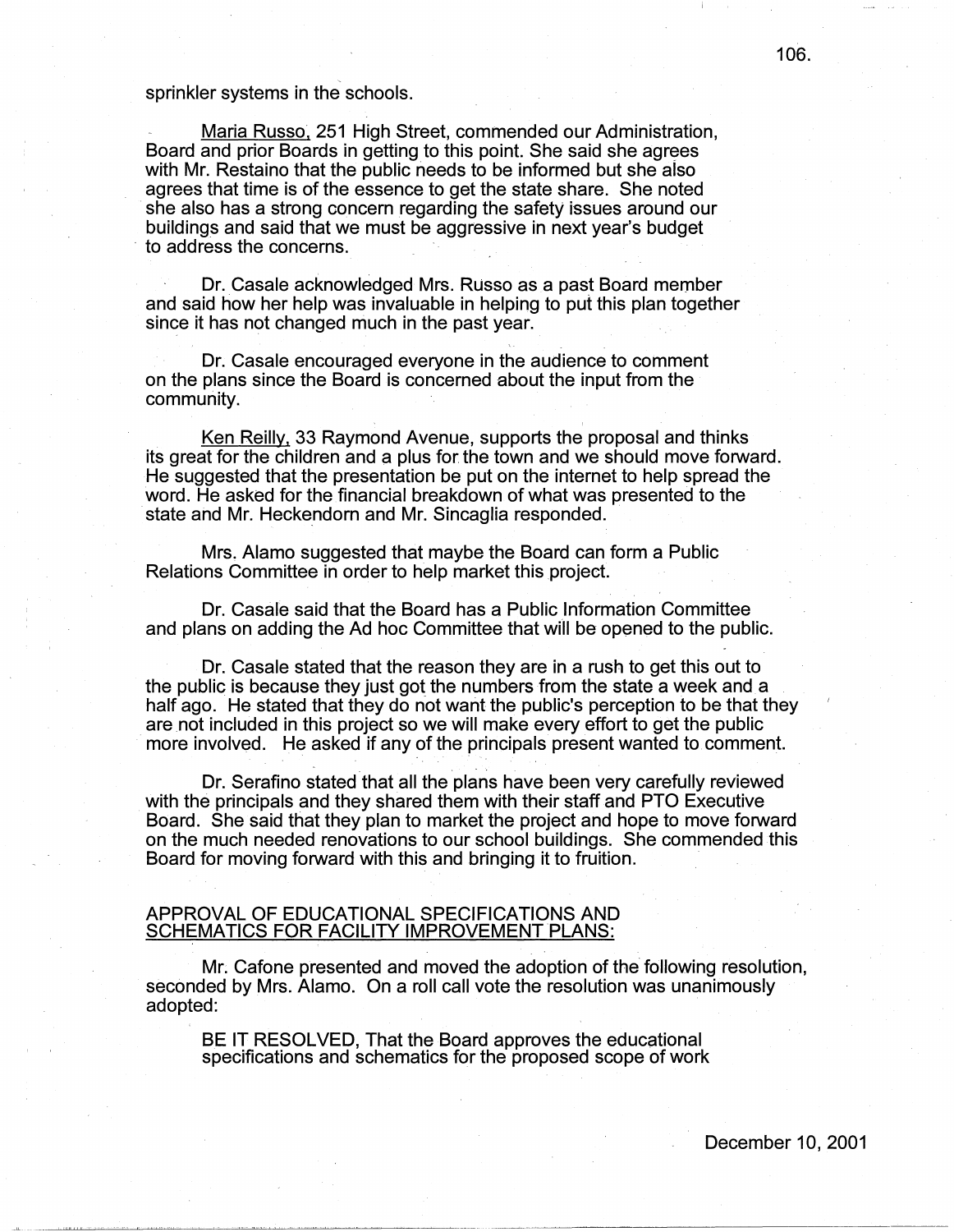sprinkler systems in the schools.

<u>Maria Russo</u>, 251 High Street, commended our Administration, Board and prior Boards in getting to this point. She said she agrees with Mr. Restaino that the public needs to be informed but she also agrees that time is of the essence to get the state share. She noted she also has a strong concern regarding the safety issues around our buildings and said that we must be aggressive in next year's budget to address the concerns.

Dr. Casale acknowledged Mrs. Russo as a past Board member and said how her help was invaluable in helping to put this plan together since it has not changed much in the past year.

Dr. Casale encouraged everyone in the audience to comment on the plans since the Board is concerned about the input from the community.

<u>Ken Reilly</u>, 33 Raymond Avenue, supports the proposal and thinks its great for the children and a plus for the town and we should move forward. He suggested that the presentation be put on the internet to help spread the word. He asked for the financial breakdown of what was presented to the state and Mr. Heckendorn and Mr. Sincaglia responded.

Mrs. Alamo suggested that maybe the Board can form a Public Relations Committee in order to help market this project.

Dr. Casale said that the Board has a Public Information Committee and plans on adding the Ad hoc Committee that will be opened to the public.

Dr. Casale stated that the reason they are in a rush to get this out to the public is because they just got the numbers from the state a week and a half ago. He stated that they do not want the public's perception to be that they are not included in this project so we will make every effort to get the public more involved. He asked if any of the principals present wanted to comment.

Dr. Serafino stated that all the plans have been very carefully reviewed with the principals and they shared them with their staff and PTO Executive Board. She said that they plan to market the project and hope to move forward on the much needed renovations to our school buildings. She commended this Board for moving forward with this and bringing it to fruition.

<u>APPROVAL OF EDUCATIONAL SPECIFICATIONS AND SCHEMATICS FOR FACILITY IMPROVEMENT PLANS:</u>

Mr. Cafone presented and moved the adoption of the following resolution, seconded by Mrs. Alamo. On a roll call vote the resolution was unanimously adopted:

> BE IT RESOLVED, That the Board approves the educational specifications and schematics for the proposed scope of work

December 10, 2001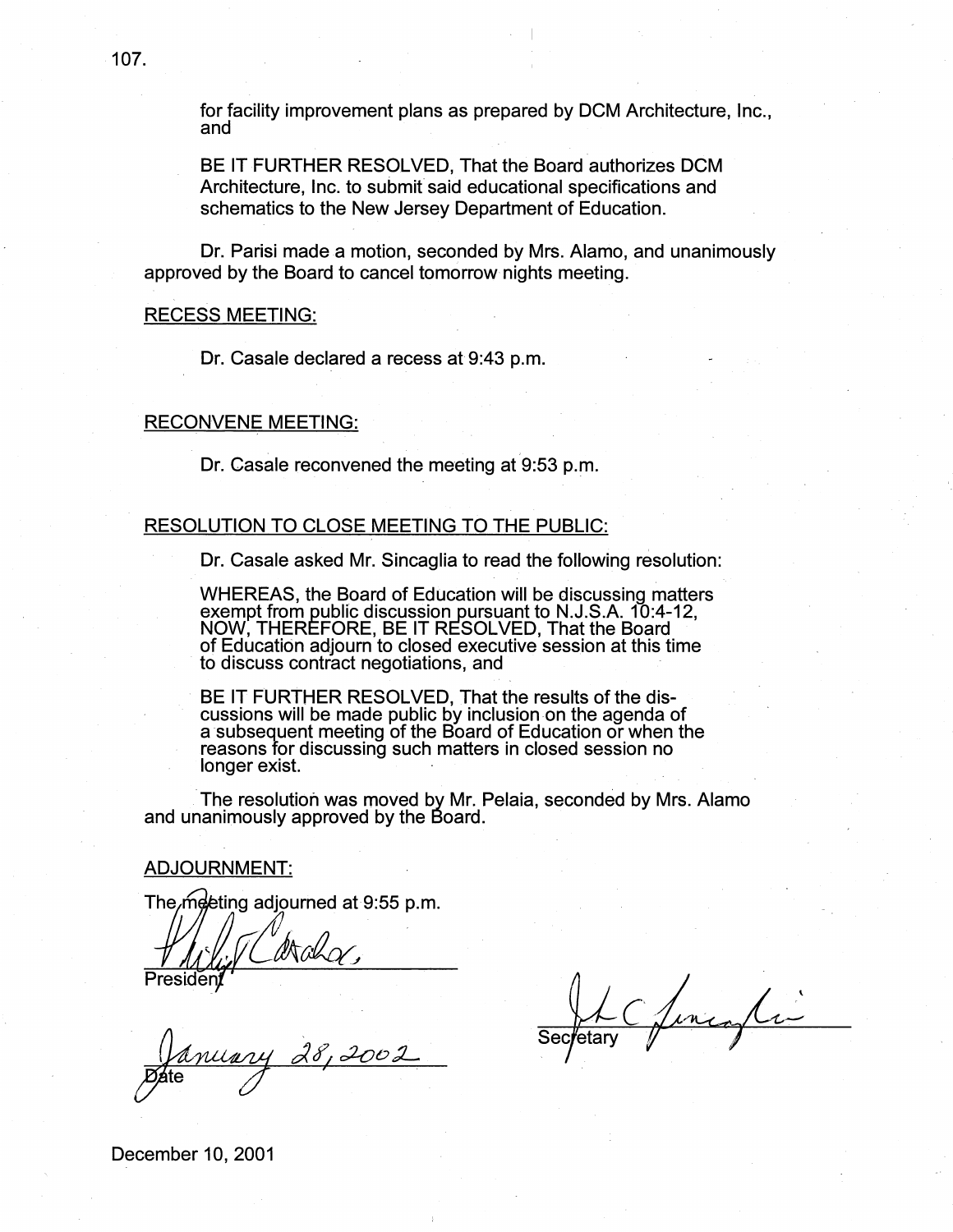for facility improvement plans as prepared by DCM Architecture, Inc., and

BE IT FURTHER RESOLVED, That the Board authorizes DCM Architecture, Inc. to submit said educational specifications and schematics to the New Jersey Department of Education.

Dr. Parisi made a motion, seconded by Mrs. Alamo, and unanimously approved by the Board to cancel tomorrow nights meeting.

RECESS MEETING:

Dr. Casale declared a recess at 9:43 p.m.

RECONVENE MEETING:

Dr. Casale reconvened the meeting at 9:53 p.m.

RESOLUTION TO CLOSE MEETING TO THE PUBLIC:

Dr. Casale asked Mr. Sincaglia to read the following resolution:

WHEREAS, the Board of Education will be discussing matters exempt from public discussion pursuant to N.J.S.A. 10:4-12, NOW, THEREFORE, BE IT RESOLVED, That the Board of Education adjourn to closed executive session at this time to discuss contract negotiations, and

BE IT FURTHER RESOLVED, That the results of the discussions will be made public by inclusion on the agenda of a subsequent meeting of the Board of Education or when the reasons for discussing such matters in closed session no longer exist.

The resolution was moved by Mr. Pelaia, seconded by Mrs. Alamo and unanimously approved by the Board.

ADJOURNMENT:

The meeting adjourned at 9:55 p.m.

President

Secretary

January 28, 2002
Date

December 10, 2001